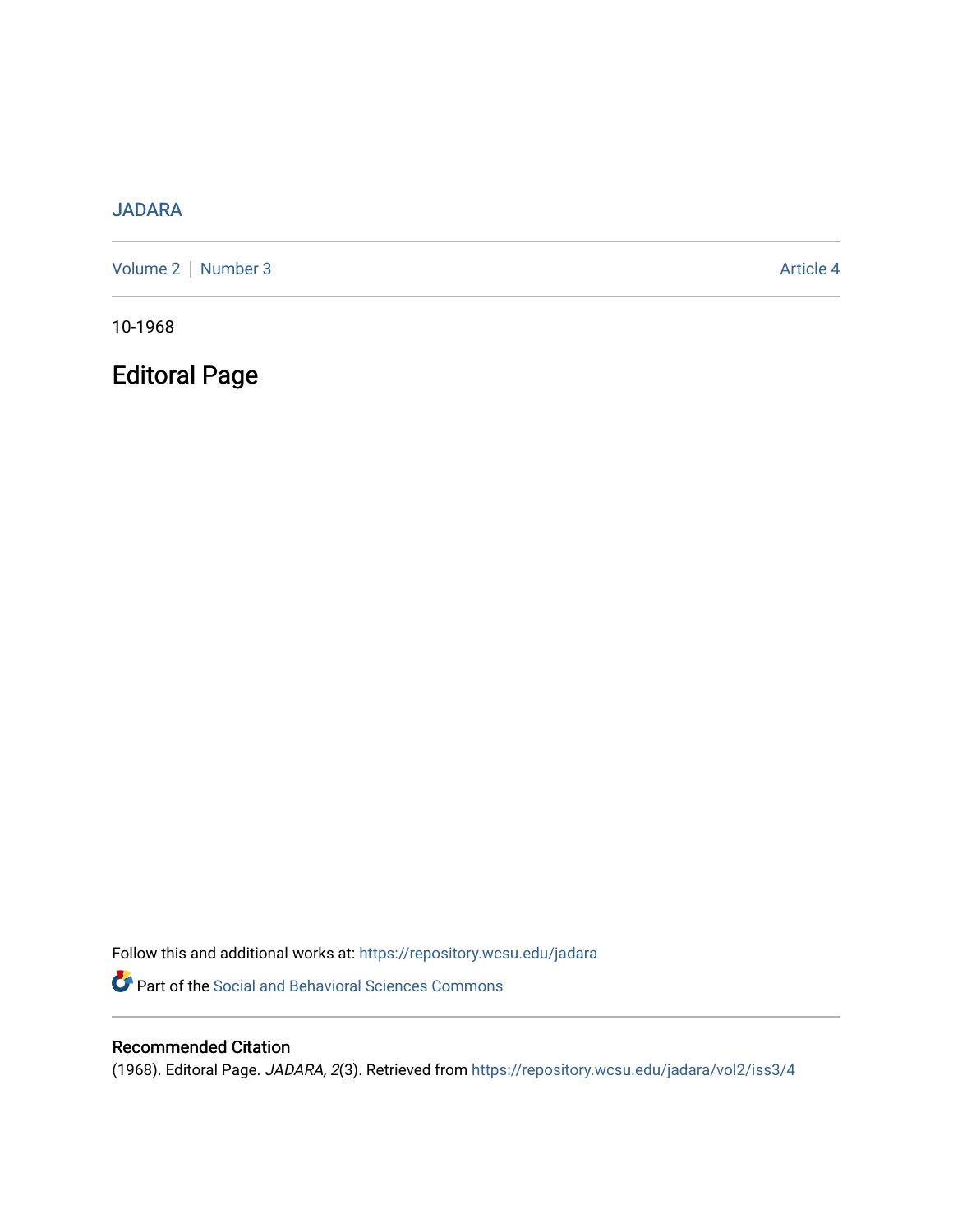JADARA

Volume 2 | Number 3 Article 4

10-1968

# Editoral Page

Follow this and additional works at: https://repository.wcsu.edu/jadara

Part of the Social and Behavioral Sciences Commons

## Recommended Citation

(1968). Editoral Page. *JADARA, 2*(3). Retrieved from https://repository.wcsu.edu/jadara/vol2/iss3/4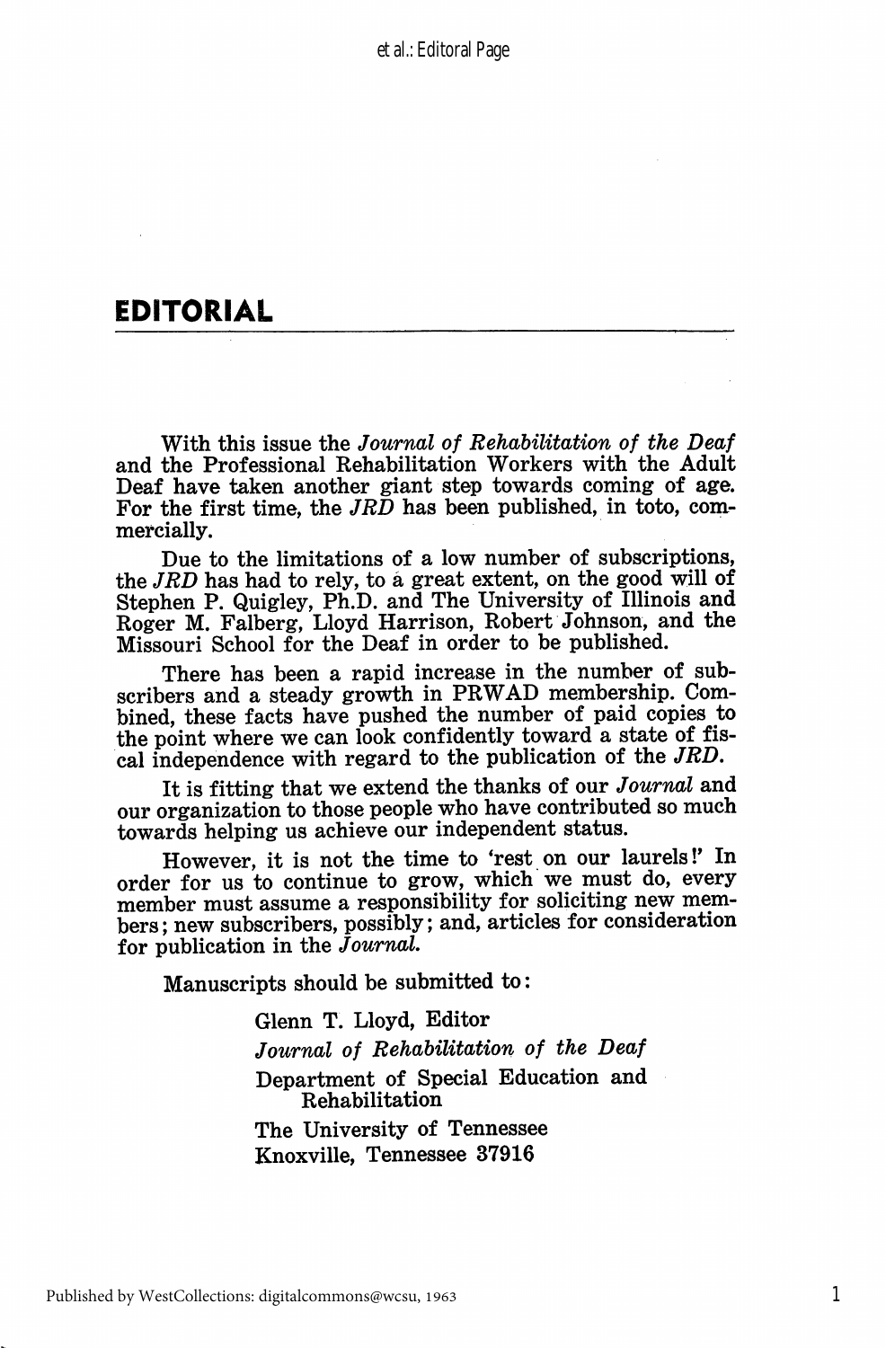# EDITORIAL

With this issue the *Journal of Rehabilitation of the Deaf* and the Professional Rehabilitation Workers with the Adult Deaf have taken another giant step towards coming of age. For the first time, the *JRD* has been published, in toto, commercially.

Due to the limitations of a low number of subscriptions, the *JRD* has had to rely, to a great extent, on the good will of Stephen P. Quigley, Ph.D. and The University of Illinois and Roger M. Falberg, Lloyd Harrison, Robert Johnson, and the Missouri School for the Deaf in order to be published.

There has been a rapid increase in the number of subscribers and a steady growth in PRWAD membership. Combined, these facts have pushed the number of paid copies to the point where we can look confidently toward a state of fiscal independence with regard to the publication of the *JRD.*

It is fitting that we extend the thanks of our *Journal* and our organization to those people who have contributed so much towards helping us achieve our independent status.

However, it is not the time to 'rest on our laurels!' In order for us to continue to grow, which we must do, every member must assume a responsibility for soliciting new members; new subscribers, possibly; and, articles for consideration for publication in the *Journal.*

Manuscripts should be submitted to:

Glenn T. Lloyd, Editor
*Journal of Rehabilitation of the Deaf*
Department of Special Education and Rehabilitation
The University of Tennessee
Knoxville, Tennessee 37916